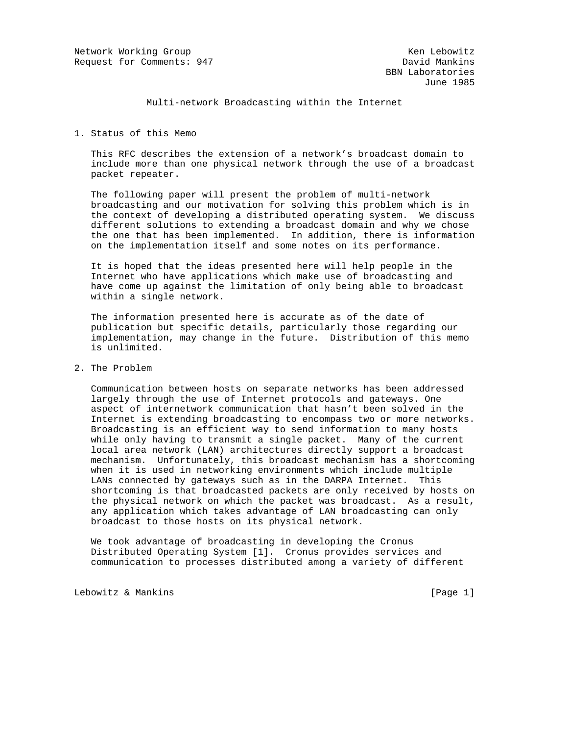Network Working Group — Ken Lebowitz
Request for Comments: 947 — David Mankins
BBN Laboratories
June 1985

# Multi-network Broadcasting within the Internet

## 1. Status of this Memo

This RFC describes the extension of a network's broadcast domain to include more than one physical network through the use of a broadcast packet repeater.

The following paper will present the problem of multi-network broadcasting and our motivation for solving this problem which is in the context of developing a distributed operating system. We discuss different solutions to extending a broadcast domain and why we chose the one that has been implemented. In addition, there is information on the implementation itself and some notes on its performance.

It is hoped that the ideas presented here will help people in the Internet who have applications which make use of broadcasting and have come up against the limitation of only being able to broadcast within a single network.

The information presented here is accurate as of the date of publication but specific details, particularly those regarding our implementation, may change in the future. Distribution of this memo is unlimited.

## 2. The Problem

Communication between hosts on separate networks has been addressed largely through the use of Internet protocols and gateways. One aspect of internetwork communication that hasn't been solved in the Internet is extending broadcasting to encompass two or more networks. Broadcasting is an efficient way to send information to many hosts while only having to transmit a single packet. Many of the current local area network (LAN) architectures directly support a broadcast mechanism. Unfortunately, this broadcast mechanism has a shortcoming when it is used in networking environments which include multiple LANs connected by gateways such as in the DARPA Internet. This shortcoming is that broadcasted packets are only received by hosts on the physical network on which the packet was broadcast. As a result, any application which takes advantage of LAN broadcasting can only broadcast to those hosts on its physical network.

We took advantage of broadcasting in developing the Cronus Distributed Operating System [1]. Cronus provides services and communication to processes distributed among a variety of different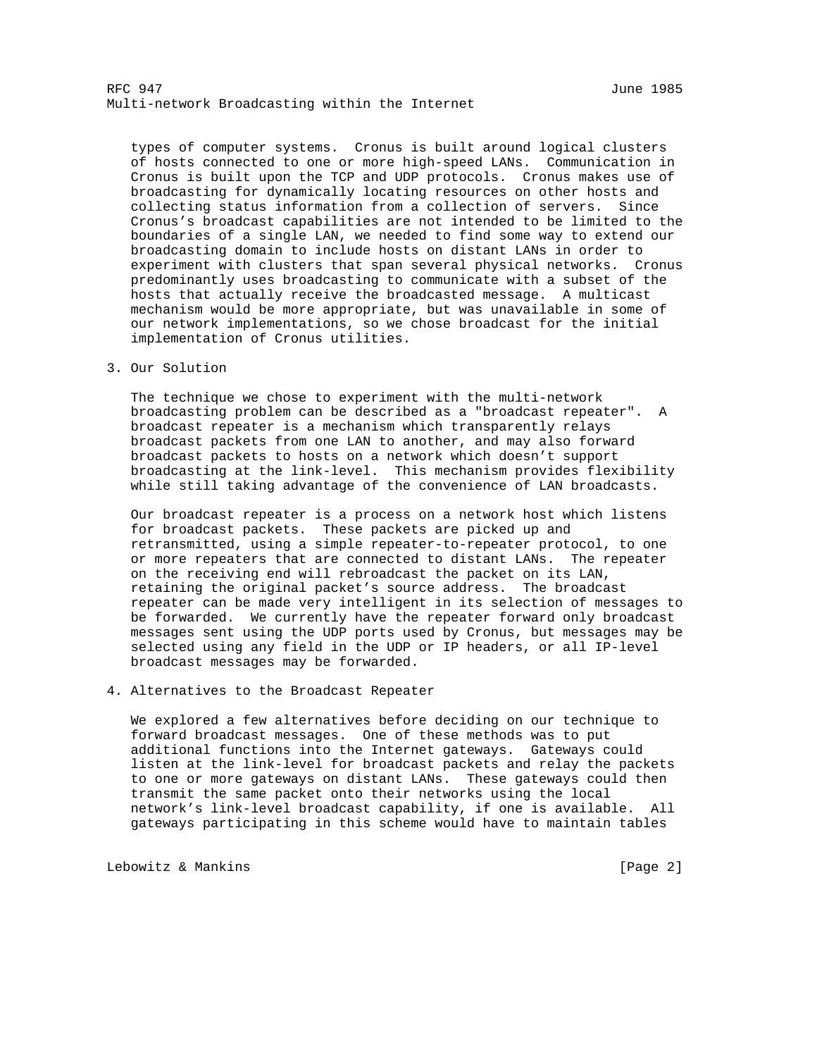types of computer systems. Cronus is built around logical clusters of hosts connected to one or more high-speed LANs. Communication in Cronus is built upon the TCP and UDP protocols. Cronus makes use of broadcasting for dynamically locating resources on other hosts and collecting status information from a collection of servers. Since Cronus's broadcast capabilities are not intended to be limited to the boundaries of a single LAN, we needed to find some way to extend our broadcasting domain to include hosts on distant LANs in order to experiment with clusters that span several physical networks. Cronus predominantly uses broadcasting to communicate with a subset of the hosts that actually receive the broadcasted message. A multicast mechanism would be more appropriate, but was unavailable in some of our network implementations, so we chose broadcast for the initial implementation of Cronus utilities.

## 3. Our Solution

The technique we chose to experiment with the multi-network broadcasting problem can be described as a "broadcast repeater". A broadcast repeater is a mechanism which transparently relays broadcast packets from one LAN to another, and may also forward broadcast packets to hosts on a network which doesn't support broadcasting at the link-level. This mechanism provides flexibility while still taking advantage of the convenience of LAN broadcasts.

Our broadcast repeater is a process on a network host which listens for broadcast packets. These packets are picked up and retransmitted, using a simple repeater-to-repeater protocol, to one or more repeaters that are connected to distant LANs. The repeater on the receiving end will rebroadcast the packet on its LAN, retaining the original packet's source address. The broadcast repeater can be made very intelligent in its selection of messages to be forwarded. We currently have the repeater forward only broadcast messages sent using the UDP ports used by Cronus, but messages may be selected using any field in the UDP or IP headers, or all IP-level broadcast messages may be forwarded.

## 4. Alternatives to the Broadcast Repeater

We explored a few alternatives before deciding on our technique to forward broadcast messages. One of these methods was to put additional functions into the Internet gateways. Gateways could listen at the link-level for broadcast packets and relay the packets to one or more gateways on distant LANs. These gateways could then transmit the same packet onto their networks using the local network's link-level broadcast capability, if one is available. All gateways participating in this scheme would have to maintain tables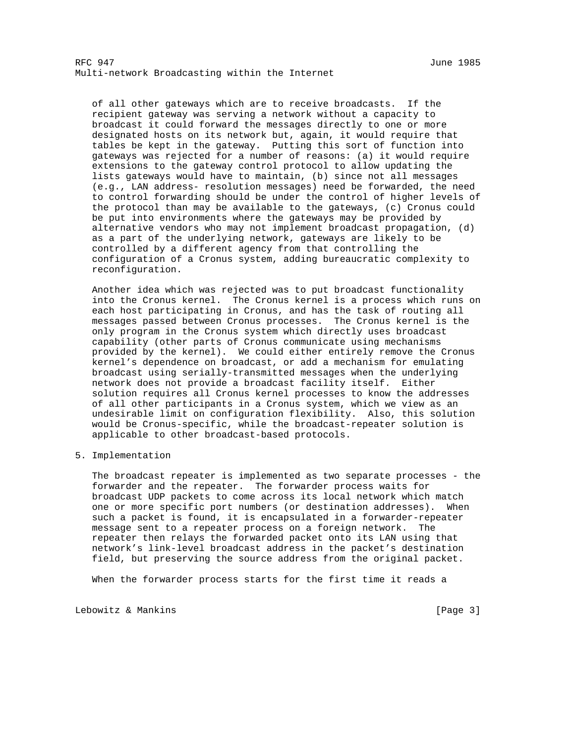of all other gateways which are to receive broadcasts. If the recipient gateway was serving a network without a capacity to broadcast it could forward the messages directly to one or more designated hosts on its network but, again, it would require that tables be kept in the gateway. Putting this sort of function into gateways was rejected for a number of reasons: (a) it would require extensions to the gateway control protocol to allow updating the lists gateways would have to maintain, (b) since not all messages (e.g., LAN address- resolution messages) need be forwarded, the need to control forwarding should be under the control of higher levels of the protocol than may be available to the gateways, (c) Cronus could be put into environments where the gateways may be provided by alternative vendors who may not implement broadcast propagation, (d) as a part of the underlying network, gateways are likely to be controlled by a different agency from that controlling the configuration of a Cronus system, adding bureaucratic complexity to reconfiguration.

Another idea which was rejected was to put broadcast functionality into the Cronus kernel. The Cronus kernel is a process which runs on each host participating in Cronus, and has the task of routing all messages passed between Cronus processes. The Cronus kernel is the only program in the Cronus system which directly uses broadcast capability (other parts of Cronus communicate using mechanisms provided by the kernel). We could either entirely remove the Cronus kernel's dependence on broadcast, or add a mechanism for emulating broadcast using serially-transmitted messages when the underlying network does not provide a broadcast facility itself. Either solution requires all Cronus kernel processes to know the addresses of all other participants in a Cronus system, which we view as an undesirable limit on configuration flexibility. Also, this solution would be Cronus-specific, while the broadcast-repeater solution is applicable to other broadcast-based protocols.

## 5. Implementation

The broadcast repeater is implemented as two separate processes - the forwarder and the repeater. The forwarder process waits for broadcast UDP packets to come across its local network which match one or more specific port numbers (or destination addresses). When such a packet is found, it is encapsulated in a forwarder-repeater message sent to a repeater process on a foreign network. The repeater then relays the forwarded packet onto its LAN using that network's link-level broadcast address in the packet's destination field, but preserving the source address from the original packet.

When the forwarder process starts for the first time it reads a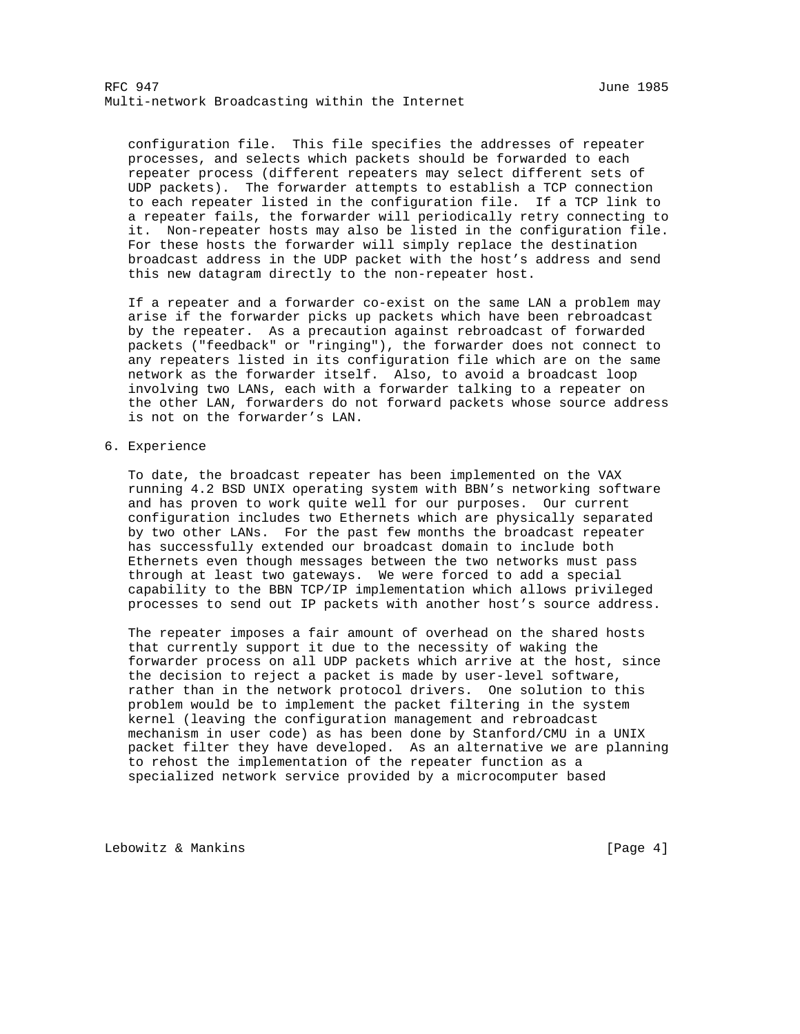configuration file. This file specifies the addresses of repeater processes, and selects which packets should be forwarded to each repeater process (different repeaters may select different sets of UDP packets). The forwarder attempts to establish a TCP connection to each repeater listed in the configuration file. If a TCP link to a repeater fails, the forwarder will periodically retry connecting to it. Non-repeater hosts may also be listed in the configuration file. For these hosts the forwarder will simply replace the destination broadcast address in the UDP packet with the host's address and send this new datagram directly to the non-repeater host.

If a repeater and a forwarder co-exist on the same LAN a problem may arise if the forwarder picks up packets which have been rebroadcast by the repeater. As a precaution against rebroadcast of forwarded packets ("feedback" or "ringing"), the forwarder does not connect to any repeaters listed in its configuration file which are on the same network as the forwarder itself. Also, to avoid a broadcast loop involving two LANs, each with a forwarder talking to a repeater on the other LAN, forwarders do not forward packets whose source address is not on the forwarder's LAN.

## 6. Experience

To date, the broadcast repeater has been implemented on the VAX running 4.2 BSD UNIX operating system with BBN's networking software and has proven to work quite well for our purposes. Our current configuration includes two Ethernets which are physically separated by two other LANs. For the past few months the broadcast repeater has successfully extended our broadcast domain to include both Ethernets even though messages between the two networks must pass through at least two gateways. We were forced to add a special capability to the BBN TCP/IP implementation which allows privileged processes to send out IP packets with another host's source address.

The repeater imposes a fair amount of overhead on the shared hosts that currently support it due to the necessity of waking the forwarder process on all UDP packets which arrive at the host, since the decision to reject a packet is made by user-level software, rather than in the network protocol drivers. One solution to this problem would be to implement the packet filtering in the system kernel (leaving the configuration management and rebroadcast mechanism in user code) as has been done by Stanford/CMU in a UNIX packet filter they have developed. As an alternative we are planning to rehost the implementation of the repeater function as a specialized network service provided by a microcomputer based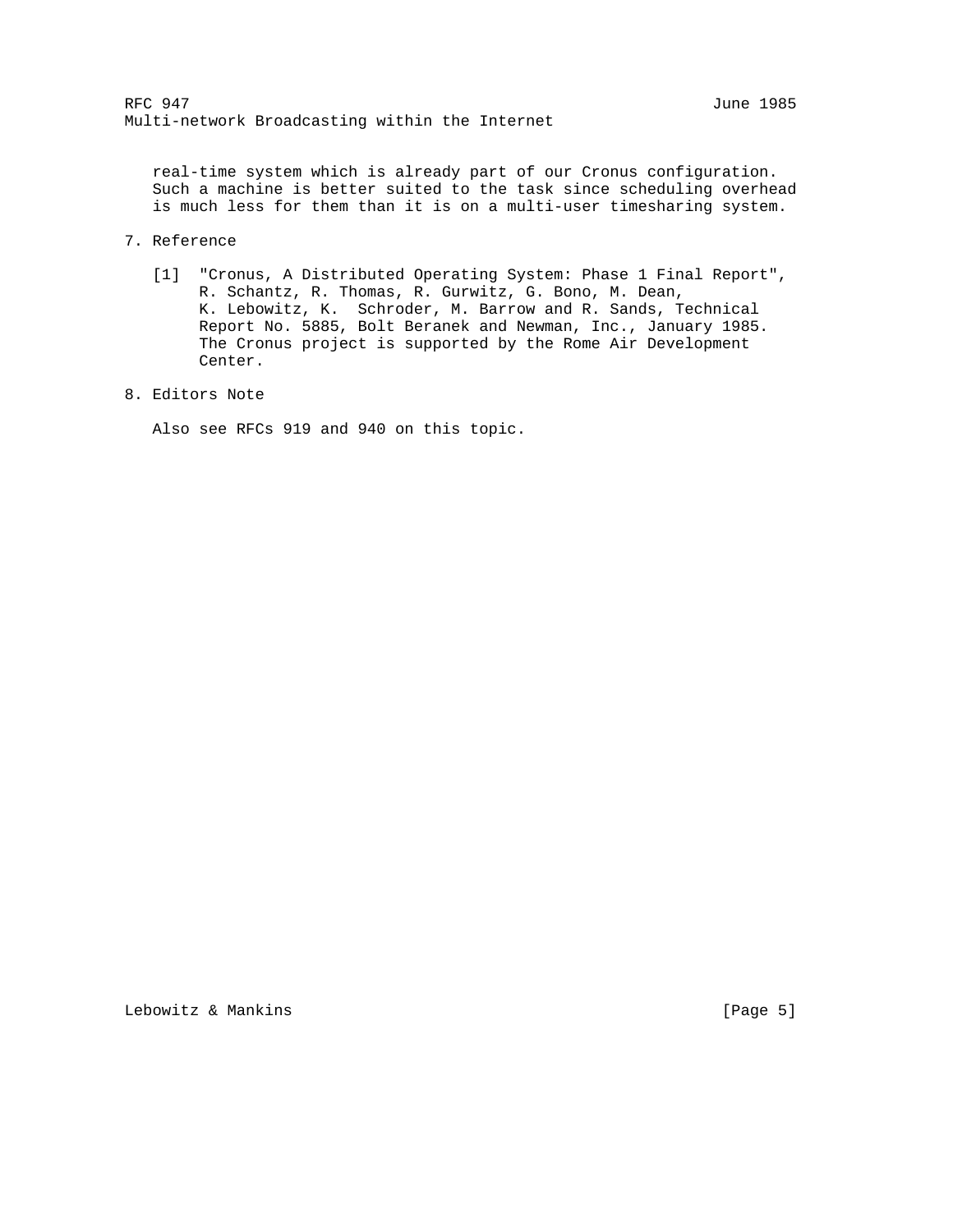real-time system which is already part of our Cronus configuration. Such a machine is better suited to the task since scheduling overhead is much less for them than it is on a multi-user timesharing system.

## 7. Reference

[1] "Cronus, A Distributed Operating System: Phase 1 Final Report", R. Schantz, R. Thomas, R. Gurwitz, G. Bono, M. Dean, K. Lebowitz, K. Schroder, M. Barrow and R. Sands, Technical Report No. 5885, Bolt Beranek and Newman, Inc., January 1985. The Cronus project is supported by the Rome Air Development Center.

## 8. Editors Note

Also see RFCs 919 and 940 on this topic.